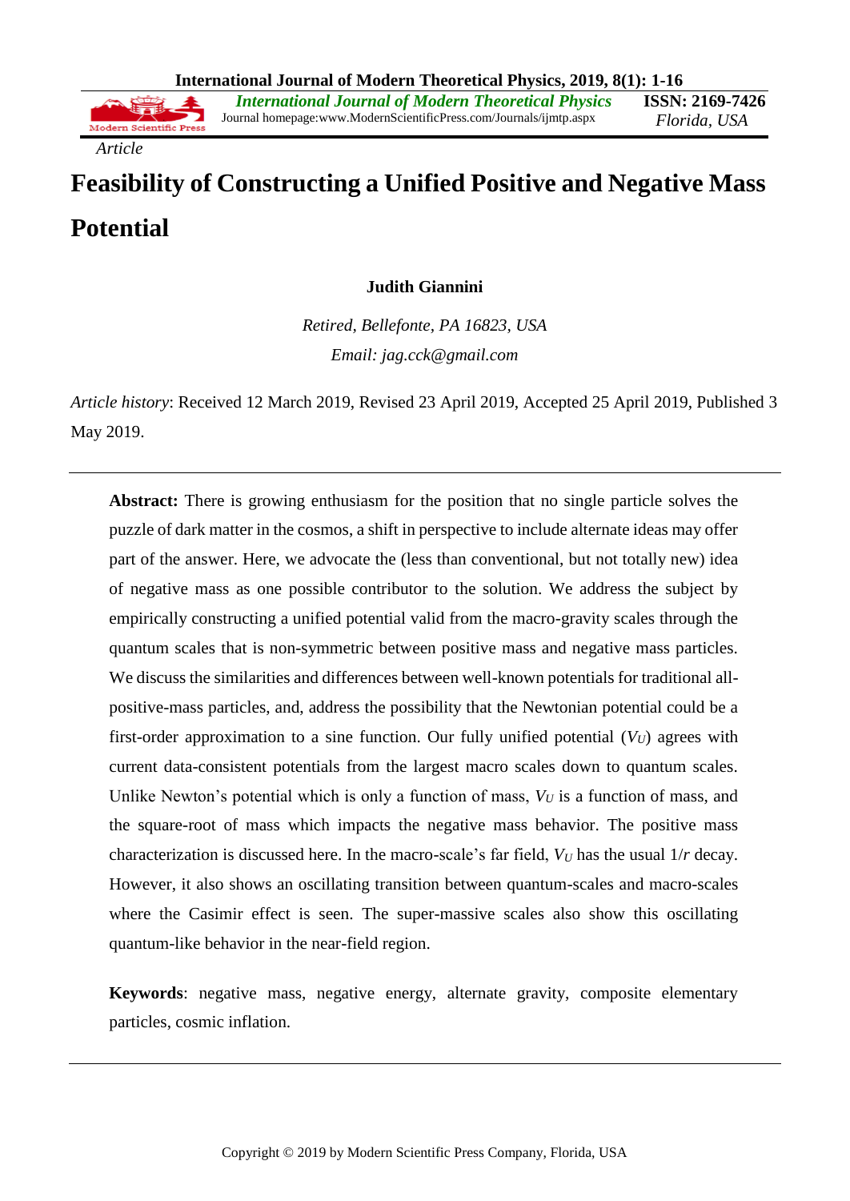*Article*

# Feasibility of Constructing a Unified Positive and Negative Mass Potential

**Judith Giannini**

*Retired, Bellefonte, PA 16823, USA*

*Email: jag.cck@gmail.com*

*Article history*: Received 12 March 2019, Revised 23 April 2019, Accepted 25 April 2019, Published 3 May 2019.

---

**Abstract:** There is growing enthusiasm for the position that no single particle solves the puzzle of dark matter in the cosmos, a shift in perspective to include alternate ideas may offer part of the answer. Here, we advocate the (less than conventional, but not totally new) idea of negative mass as one possible contributor to the solution. We address the subject by empirically constructing a unified potential valid from the macro-gravity scales through the quantum scales that is non-symmetric between positive mass and negative mass particles. We discuss the similarities and differences between well-known potentials for traditional all-positive-mass particles, and, address the possibility that the Newtonian potential could be a first-order approximation to a sine function. Our fully unified potential ($V_U$) agrees with current data-consistent potentials from the largest macro scales down to quantum scales. Unlike Newton's potential which is only a function of mass, $V_U$ is a function of mass, and the square-root of mass which impacts the negative mass behavior. The positive mass characterization is discussed here. In the macro-scale's far field, $V_U$ has the usual $1/r$ decay. However, it also shows an oscillating transition between quantum-scales and macro-scales where the Casimir effect is seen. The super-massive scales also show this oscillating quantum-like behavior in the near-field region.

**Keywords**: negative mass, negative energy, alternate gravity, composite elementary particles, cosmic inflation.

---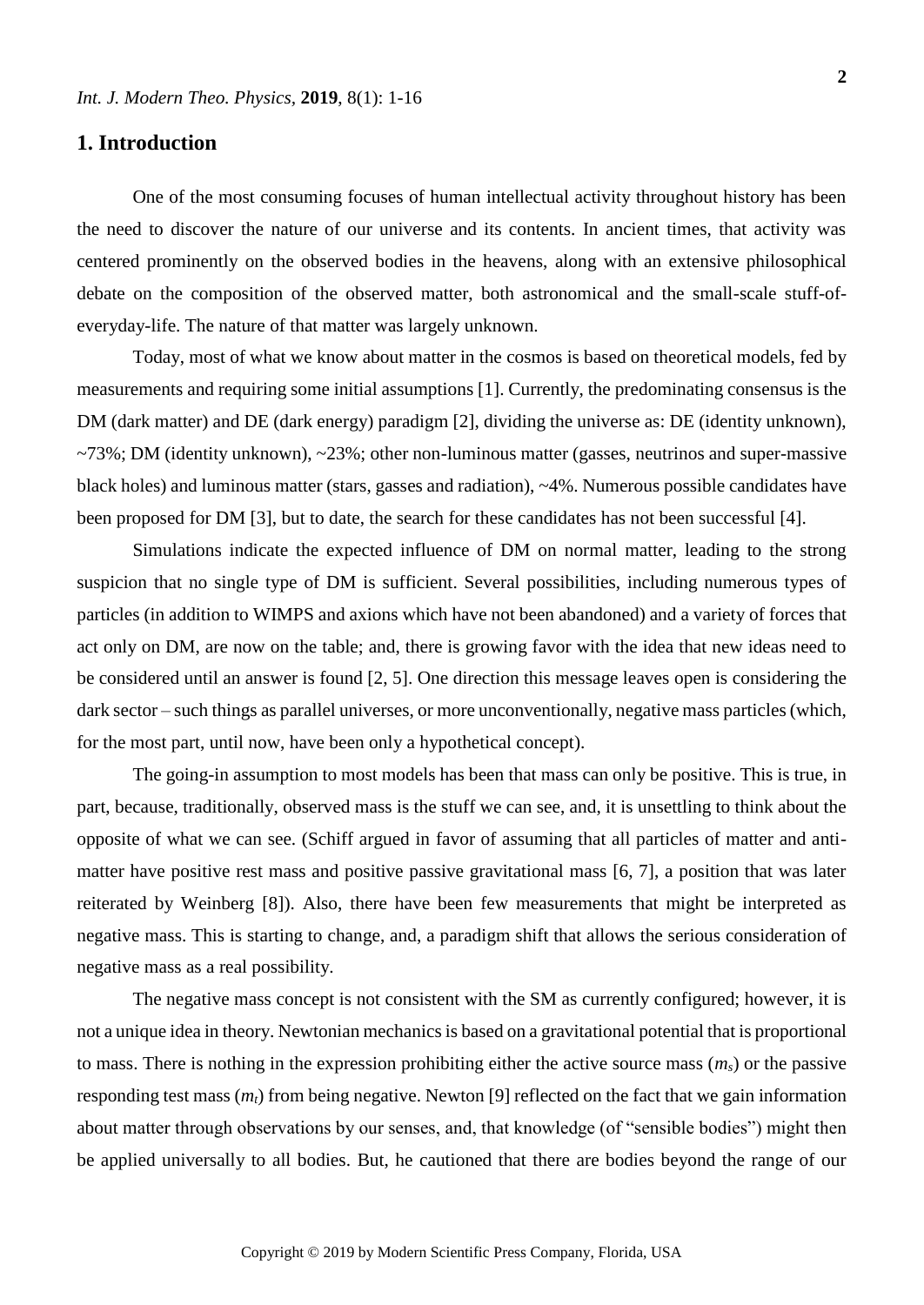## 1. Introduction

One of the most consuming focuses of human intellectual activity throughout history has been the need to discover the nature of our universe and its contents. In ancient times, that activity was centered prominently on the observed bodies in the heavens, along with an extensive philosophical debate on the composition of the observed matter, both astronomical and the small-scale stuff-of-everyday-life. The nature of that matter was largely unknown.

Today, most of what we know about matter in the cosmos is based on theoretical models, fed by measurements and requiring some initial assumptions [1]. Currently, the predominating consensus is the DM (dark matter) and DE (dark energy) paradigm [2], dividing the universe as: DE (identity unknown), ~73%; DM (identity unknown), ~23%; other non-luminous matter (gasses, neutrinos and super-massive black holes) and luminous matter (stars, gasses and radiation), ~4%. Numerous possible candidates have been proposed for DM [3], but to date, the search for these candidates has not been successful [4].

Simulations indicate the expected influence of DM on normal matter, leading to the strong suspicion that no single type of DM is sufficient. Several possibilities, including numerous types of particles (in addition to WIMPS and axions which have not been abandoned) and a variety of forces that act only on DM, are now on the table; and, there is growing favor with the idea that new ideas need to be considered until an answer is found [2, 5]. One direction this message leaves open is considering the dark sector – such things as parallel universes, or more unconventionally, negative mass particles (which, for the most part, until now, have been only a hypothetical concept).

The going-in assumption to most models has been that mass can only be positive. This is true, in part, because, traditionally, observed mass is the stuff we can see, and, it is unsettling to think about the opposite of what we can see. (Schiff argued in favor of assuming that all particles of matter and anti-matter have positive rest mass and positive passive gravitational mass [6, 7], a position that was later reiterated by Weinberg [8]). Also, there have been few measurements that might be interpreted as negative mass. This is starting to change, and, a paradigm shift that allows the serious consideration of negative mass as a real possibility.

The negative mass concept is not consistent with the SM as currently configured; however, it is not a unique idea in theory. Newtonian mechanics is based on a gravitational potential that is proportional to mass. There is nothing in the expression prohibiting either the active source mass ($m_s$) or the passive responding test mass ($m_t$) from being negative. Newton [9] reflected on the fact that we gain information about matter through observations by our senses, and, that knowledge (of "sensible bodies") might then be applied universally to all bodies. But, he cautioned that there are bodies beyond the range of our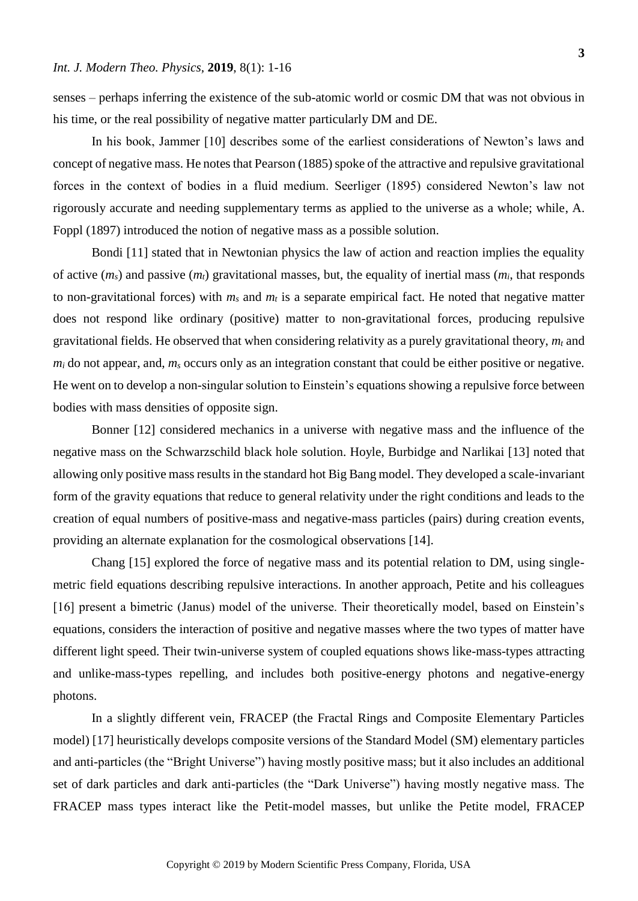senses – perhaps inferring the existence of the sub-atomic world or cosmic DM that was not obvious in his time, or the real possibility of negative matter particularly DM and DE.

In his book, Jammer [10] describes some of the earliest considerations of Newton's laws and concept of negative mass. He notes that Pearson (1885) spoke of the attractive and repulsive gravitational forces in the context of bodies in a fluid medium. Seerliger (1895) considered Newton's law not rigorously accurate and needing supplementary terms as applied to the universe as a whole; while, A. Foppl (1897) introduced the notion of negative mass as a possible solution.

Bondi [11] stated that in Newtonian physics the law of action and reaction implies the equality of active ($m_s$) and passive ($m_t$) gravitational masses, but, the equality of inertial mass ($m_i$, that responds to non-gravitational forces) with $m_s$ and $m_t$ is a separate empirical fact. He noted that negative matter does not respond like ordinary (positive) matter to non-gravitational forces, producing repulsive gravitational fields. He observed that when considering relativity as a purely gravitational theory, $m_t$ and $m_i$ do not appear, and, $m_s$ occurs only as an integration constant that could be either positive or negative. He went on to develop a non-singular solution to Einstein's equations showing a repulsive force between bodies with mass densities of opposite sign.

Bonner [12] considered mechanics in a universe with negative mass and the influence of the negative mass on the Schwarzschild black hole solution. Hoyle, Burbidge and Narlikai [13] noted that allowing only positive mass results in the standard hot Big Bang model. They developed a scale-invariant form of the gravity equations that reduce to general relativity under the right conditions and leads to the creation of equal numbers of positive-mass and negative-mass particles (pairs) during creation events, providing an alternate explanation for the cosmological observations [14].

Chang [15] explored the force of negative mass and its potential relation to DM, using single-metric field equations describing repulsive interactions. In another approach, Petite and his colleagues [16] present a bimetric (Janus) model of the universe. Their theoretically model, based on Einstein's equations, considers the interaction of positive and negative masses where the two types of matter have different light speed. Their twin-universe system of coupled equations shows like-mass-types attracting and unlike-mass-types repelling, and includes both positive-energy photons and negative-energy photons.

In a slightly different vein, FRACEP (the Fractal Rings and Composite Elementary Particles model) [17] heuristically develops composite versions of the Standard Model (SM) elementary particles and anti-particles (the "Bright Universe") having mostly positive mass; but it also includes an additional set of dark particles and dark anti-particles (the "Dark Universe") having mostly negative mass. The FRACEP mass types interact like the Petit-model masses, but unlike the Petite model, FRACEP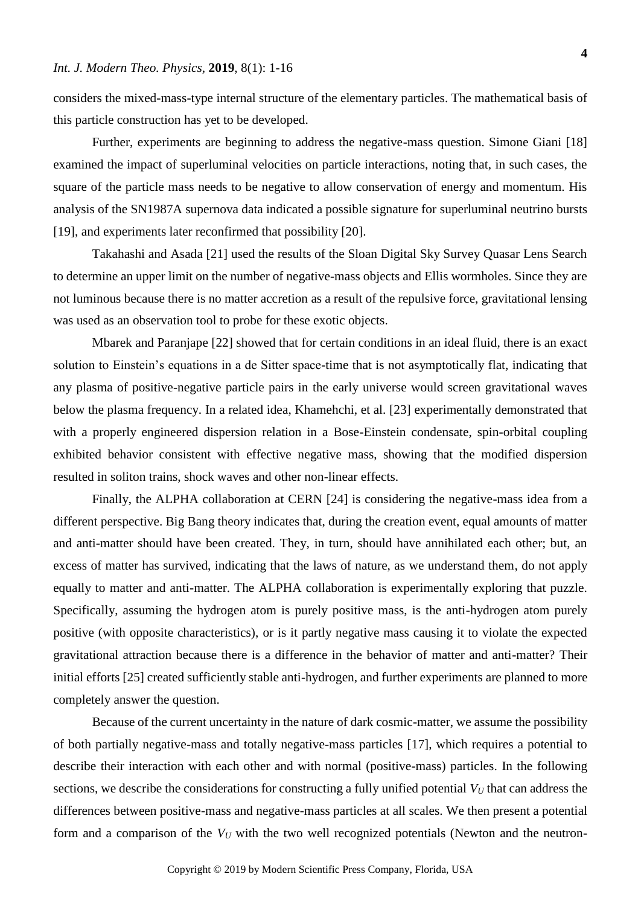considers the mixed-mass-type internal structure of the elementary particles. The mathematical basis of this particle construction has yet to be developed.

Further, experiments are beginning to address the negative-mass question. Simone Giani [18] examined the impact of superluminal velocities on particle interactions, noting that, in such cases, the square of the particle mass needs to be negative to allow conservation of energy and momentum. His analysis of the SN1987A supernova data indicated a possible signature for superluminal neutrino bursts [19], and experiments later reconfirmed that possibility [20].

Takahashi and Asada [21] used the results of the Sloan Digital Sky Survey Quasar Lens Search to determine an upper limit on the number of negative-mass objects and Ellis wormholes. Since they are not luminous because there is no matter accretion as a result of the repulsive force, gravitational lensing was used as an observation tool to probe for these exotic objects.

Mbarek and Paranjape [22] showed that for certain conditions in an ideal fluid, there is an exact solution to Einstein's equations in a de Sitter space-time that is not asymptotically flat, indicating that any plasma of positive-negative particle pairs in the early universe would screen gravitational waves below the plasma frequency. In a related idea, Khamehchi, et al. [23] experimentally demonstrated that with a properly engineered dispersion relation in a Bose-Einstein condensate, spin-orbital coupling exhibited behavior consistent with effective negative mass, showing that the modified dispersion resulted in soliton trains, shock waves and other non-linear effects.

Finally, the ALPHA collaboration at CERN [24] is considering the negative-mass idea from a different perspective. Big Bang theory indicates that, during the creation event, equal amounts of matter and anti-matter should have been created. They, in turn, should have annihilated each other; but, an excess of matter has survived, indicating that the laws of nature, as we understand them, do not apply equally to matter and anti-matter. The ALPHA collaboration is experimentally exploring that puzzle. Specifically, assuming the hydrogen atom is purely positive mass, is the anti-hydrogen atom purely positive (with opposite characteristics), or is it partly negative mass causing it to violate the expected gravitational attraction because there is a difference in the behavior of matter and anti-matter? Their initial efforts [25] created sufficiently stable anti-hydrogen, and further experiments are planned to more completely answer the question.

Because of the current uncertainty in the nature of dark cosmic-matter, we assume the possibility of both partially negative-mass and totally negative-mass particles [17], which requires a potential to describe their interaction with each other and with normal (positive-mass) particles. In the following sections, we describe the considerations for constructing a fully unified potential $V_U$ that can address the differences between positive-mass and negative-mass particles at all scales. We then present a potential form and a comparison of the $V_U$ with the two well recognized potentials (Newton and the neutron-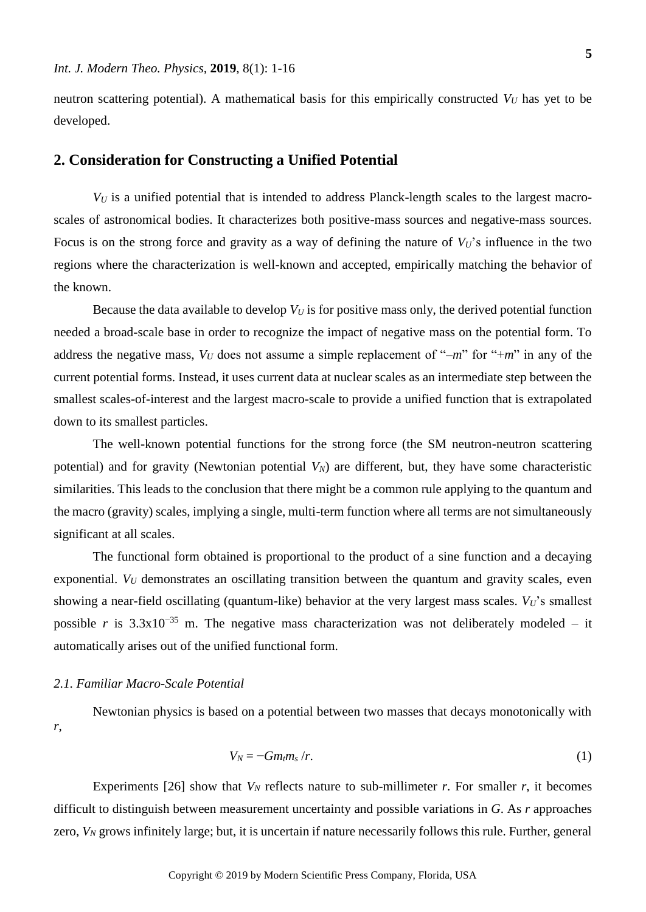neutron scattering potential). A mathematical basis for this empirically constructed $V_U$ has yet to be developed.

## 2. Consideration for Constructing a Unified Potential

$V_U$ is a unified potential that is intended to address Planck-length scales to the largest macro-scales of astronomical bodies. It characterizes both positive-mass sources and negative-mass sources. Focus is on the strong force and gravity as a way of defining the nature of $V_U$'s influence in the two regions where the characterization is well-known and accepted, empirically matching the behavior of the known.

Because the data available to develop $V_U$ is for positive mass only, the derived potential function needed a broad-scale base in order to recognize the impact of negative mass on the potential form. To address the negative mass, $V_U$ does not assume a simple replacement of "$-m$" for "$+m$" in any of the current potential forms. Instead, it uses current data at nuclear scales as an intermediate step between the smallest scales-of-interest and the largest macro-scale to provide a unified function that is extrapolated down to its smallest particles.

The well-known potential functions for the strong force (the SM neutron-neutron scattering potential) and for gravity (Newtonian potential $V_N$) are different, but, they have some characteristic similarities. This leads to the conclusion that there might be a common rule applying to the quantum and the macro (gravity) scales, implying a single, multi-term function where all terms are not simultaneously significant at all scales.

The functional form obtained is proportional to the product of a sine function and a decaying exponential. $V_U$ demonstrates an oscillating transition between the quantum and gravity scales, even showing a near-field oscillating (quantum-like) behavior at the very largest mass scales. $V_U$'s smallest possible $r$ is $3.3\text{x}10^{-35}$ m. The negative mass characterization was not deliberately modeled – it automatically arises out of the unified functional form.

### *2.1. Familiar Macro-Scale Potential*

Newtonian physics is based on a potential between two masses that decays monotonically with $r$,

$$V_N = -Gm_t m_s / r. \tag{1}$$

Experiments [26] show that $V_N$ reflects nature to sub-millimeter $r$. For smaller $r$, it becomes difficult to distinguish between measurement uncertainty and possible variations in $G$. As $r$ approaches zero, $V_N$ grows infinitely large; but, it is uncertain if nature necessarily follows this rule. Further, general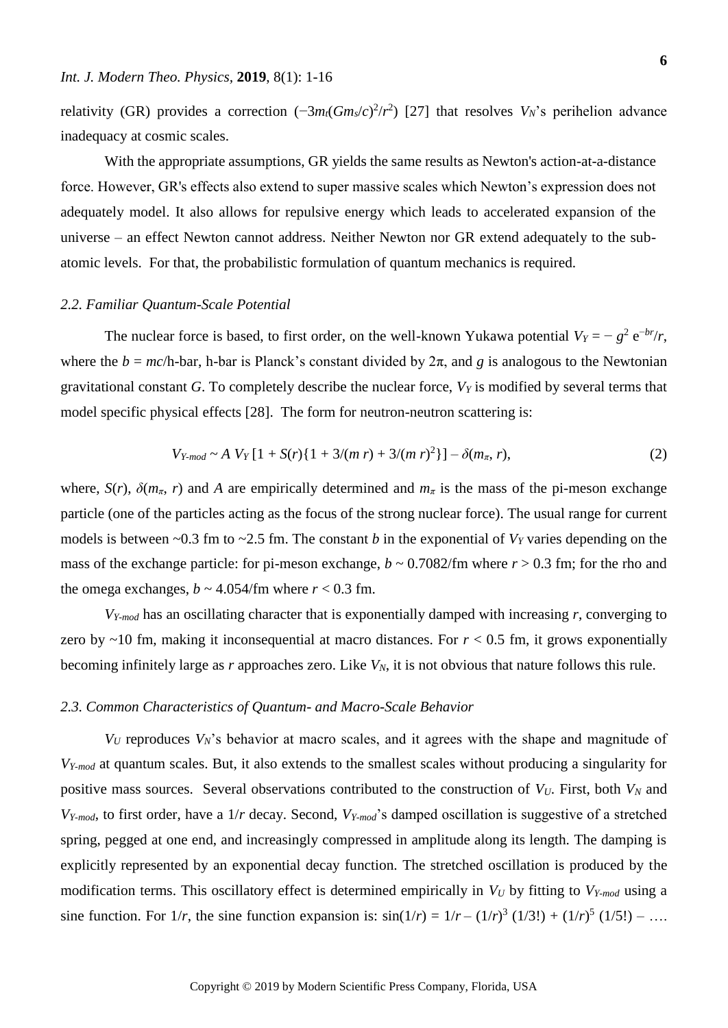relativity (GR) provides a correction $(-3m_t(Gm_s/c)^2/r^2)$ [27] that resolves $V_N$'s perihelion advance inadequacy at cosmic scales.

With the appropriate assumptions, GR yields the same results as Newton's action-at-a-distance force. However, GR's effects also extend to super massive scales which Newton's expression does not adequately model. It also allows for repulsive energy which leads to accelerated expansion of the universe – an effect Newton cannot address. Neither Newton nor GR extend adequately to the sub-atomic levels. For that, the probabilistic formulation of quantum mechanics is required.

### *2.2. Familiar Quantum-Scale Potential*

The nuclear force is based, to first order, on the well-known Yukawa potential $V_Y = -g^2 e^{-br}/r$, where the $b = mc$/h-bar, h-bar is Planck's constant divided by $2\pi$, and $g$ is analogous to the Newtonian gravitational constant $G$. To completely describe the nuclear force, $V_Y$ is modified by several terms that model specific physical effects [28]. The form for neutron-neutron scattering is:

$$V_{Y\text{-}mod} \sim A\, V_Y\,[1 + S(r)\{1 + 3/(m\,r) + 3/(m\,r)^2\}] - \delta(m_\pi, r), \tag{2}$$

where, $S(r)$, $\delta(m_\pi, r)$ and $A$ are empirically determined and $m_\pi$ is the mass of the pi-meson exchange particle (one of the particles acting as the focus of the strong nuclear force). The usual range for current models is between ~0.3 fm to ~2.5 fm. The constant $b$ in the exponential of $V_Y$ varies depending on the mass of the exchange particle: for pi-meson exchange, $b \sim 0.7082$/fm where $r > 0.3$ fm; for the rho and the omega exchanges, $b \sim 4.054$/fm where $r < 0.3$ fm.

$V_{Y\text{-}mod}$ has an oscillating character that is exponentially damped with increasing $r$, converging to zero by ~10 fm, making it inconsequential at macro distances. For $r < 0.5$ fm, it grows exponentially becoming infinitely large as $r$ approaches zero. Like $V_N$, it is not obvious that nature follows this rule.

### *2.3. Common Characteristics of Quantum- and Macro-Scale Behavior*

$V_U$ reproduces $V_N$'s behavior at macro scales, and it agrees with the shape and magnitude of $V_{Y\text{-}mod}$ at quantum scales. But, it also extends to the smallest scales without producing a singularity for positive mass sources. Several observations contributed to the construction of $V_U$. First, both $V_N$ and $V_{Y\text{-}mod}$, to first order, have a $1/r$ decay. Second, $V_{Y\text{-}mod}$'s damped oscillation is suggestive of a stretched spring, pegged at one end, and increasingly compressed in amplitude along its length. The damping is explicitly represented by an exponential decay function. The stretched oscillation is produced by the modification terms. This oscillatory effect is determined empirically in $V_U$ by fitting to $V_{Y\text{-}mod}$ using a sine function. For $1/r$, the sine function expansion is: $\sin(1/r) = 1/r - (1/r)^3\,(1/3!) + (1/r)^5\,(1/5!) - \ldots$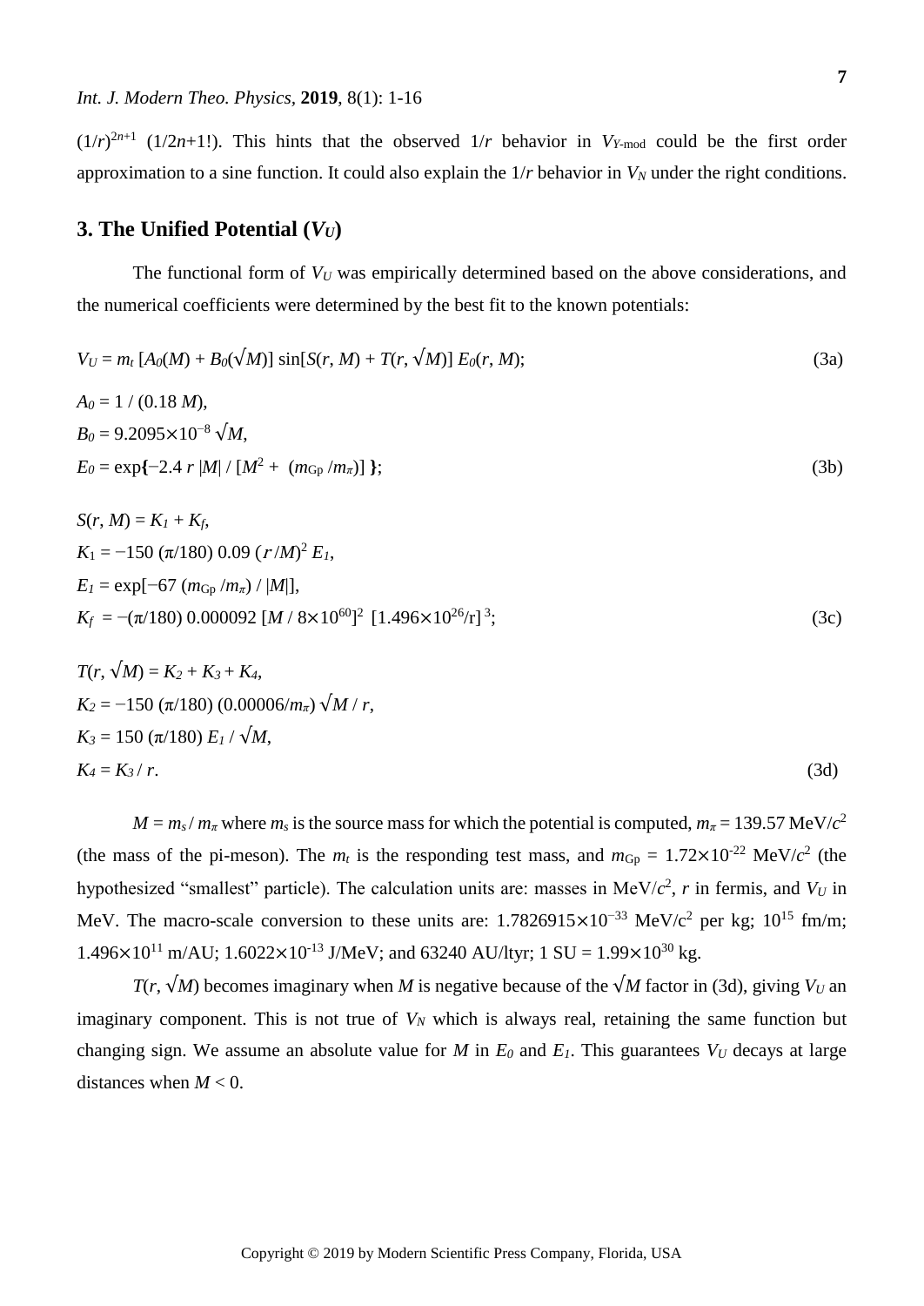$(1/r)^{2n+1}$ $(1/2n+1!)$. This hints that the observed $1/r$ behavior in $V_{Y\text{-mod}}$ could be the first order approximation to a sine function. It could also explain the $1/r$ behavior in $V_N$ under the right conditions.

## 3. The Unified Potential ($V_U$)

The functional form of $V_U$ was empirically determined based on the above considerations, and the numerical coefficients were determined by the best fit to the known potentials:

$$V_U = m_t\,[A_0(M) + B_0(\sqrt{M})]\,\sin[S(r, M) + T(r, \sqrt{M})]\,E_0(r, M); \tag{3a}$$

$$A_0 = 1\,/\,(0.18\,M),$$
$$B_0 = 9.2095\times10^{-8}\,\sqrt{M},$$
$$E_0 = \exp\{-2.4\,r\,|M|\,/\,[M^2 + (m_{\text{Gp}}\,/m_\pi)]\,\}; \tag{3b}$$

$$S(r, M) = K_1 + K_f,$$
$$K_1 = -150\,(\pi/180)\,0.09\,(r\,/M)^2\,E_1,$$
$$E_1 = \exp[-67\,(m_{\text{Gp}}\,/m_\pi)\,/\,|M|],$$
$$K_f = -(\pi/180)\,0.000092\,[M\,/\,8\times10^{60}]^2\;[1.496\times10^{26}/r]^{\,3}; \tag{3c}$$

$$T(r, \sqrt{M}) = K_2 + K_3 + K_4,$$
$$K_2 = -150\,(\pi/180)\,(0.00006/m_\pi)\,\sqrt{M}\,/\,r,$$
$$K_3 = 150\,(\pi/180)\,E_1\,/\,\sqrt{M},$$
$$K_4 = K_3\,/\,r. \tag{3d}$$

$M = m_s / m_\pi$ where $m_s$ is the source mass for which the potential is computed, $m_\pi = 139.57$ MeV/$c^2$ (the mass of the pi-meson). The $m_t$ is the responding test mass, and $m_{\text{Gp}} = 1.72\times10^{-22}$ MeV/$c^2$ (the hypothesized "smallest" particle). The calculation units are: masses in MeV/$c^2$, $r$ in fermis, and $V_U$ in MeV. The macro-scale conversion to these units are: $1.7826915\times10^{-33}$ MeV/c$^2$ per kg; $10^{15}$ fm/m; $1.496\times10^{11}$ m/AU; $1.6022\times10^{-13}$ J/MeV; and 63240 AU/ltyr; 1 SU = $1.99\times10^{30}$ kg.

$T(r, \sqrt{M})$ becomes imaginary when $M$ is negative because of the $\sqrt{M}$ factor in (3d), giving $V_U$ an imaginary component. This is not true of $V_N$ which is always real, retaining the same function but changing sign. We assume an absolute value for $M$ in $E_0$ and $E_1$. This guarantees $V_U$ decays at large distances when $M < 0$.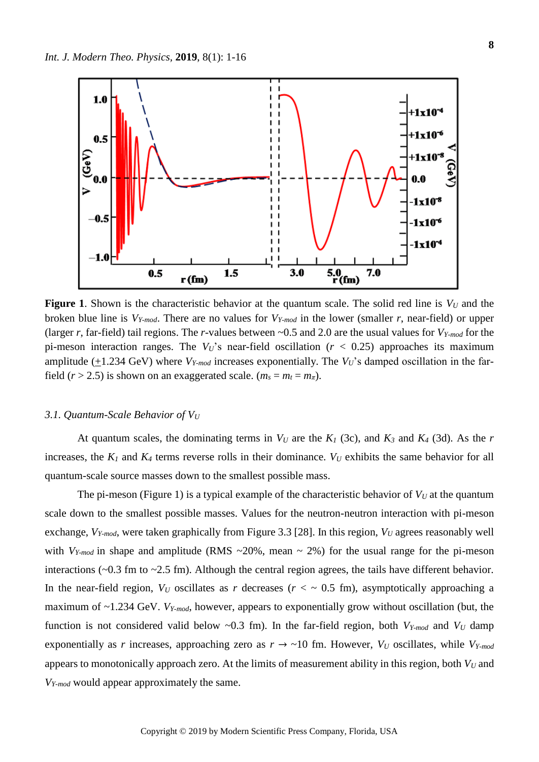**Figure 1**. Shown is the characteristic behavior at the quantum scale. The solid red line is $V_U$ and the broken blue line is $V_{Y\text{-}mod}$. There are no values for $V_{Y\text{-}mod}$ in the lower (smaller $r$, near-field) or upper (larger $r$, far-field) tail regions. The $r$-values between ~0.5 and 2.0 are the usual values for $V_{Y\text{-}mod}$ for the pi-meson interaction ranges. The $V_U$'s near-field oscillation ($r < 0.25$) approaches its maximum amplitude ($\pm$1.234 GeV) where $V_{Y\text{-}mod}$ increases exponentially. The $V_U$'s damped oscillation in the far-field ($r > 2.5$) is shown on an exaggerated scale. ($m_s = m_t = m_\pi$).

### 3.1. *Quantum-Scale Behavior of* $V_U$

At quantum scales, the dominating terms in $V_U$ are the $K_1$ (3c), and $K_3$ and $K_4$ (3d). As the $r$ increases, the $K_1$ and $K_4$ terms reverse rolls in their dominance. $V_U$ exhibits the same behavior for all quantum-scale source masses down to the smallest possible mass.

The pi-meson (Figure 1) is a typical example of the characteristic behavior of $V_U$ at the quantum scale down to the smallest possible masses. Values for the neutron-neutron interaction with pi-meson exchange, $V_{Y\text{-}mod}$, were taken graphically from Figure 3.3 [28]. In this region, $V_U$ agrees reasonably well with $V_{Y\text{-}mod}$ in shape and amplitude (RMS ~20%, mean ~ 2%) for the usual range for the pi-meson interactions (~0.3 fm to ~2.5 fm). Although the central region agrees, the tails have different behavior. In the near-field region, $V_U$ oscillates as $r$ decreases ($r <$ ~ 0.5 fm), asymptotically approaching a maximum of ~1.234 GeV. $V_{Y\text{-}mod}$, however, appears to exponentially grow without oscillation (but, the function is not considered valid below ~0.3 fm). In the far-field region, both $V_{Y\text{-}mod}$ and $V_U$ damp exponentially as $r$ increases, approaching zero as $r \rightarrow$ ~10 fm. However, $V_U$ oscillates, while $V_{Y\text{-}mod}$ appears to monotonically approach zero. At the limits of measurement ability in this region, both $V_U$ and $V_{Y\text{-}mod}$ would appear approximately the same.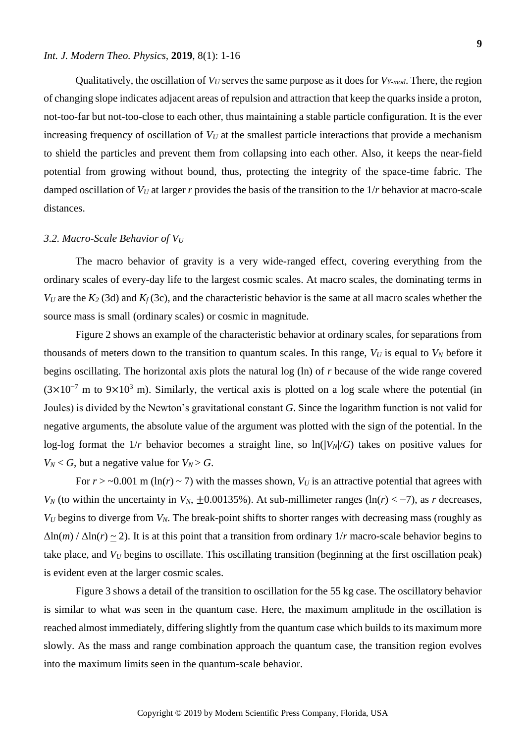Qualitatively, the oscillation of $V_U$ serves the same purpose as it does for $V_{Y\text{-}mod}$. There, the region of changing slope indicates adjacent areas of repulsion and attraction that keep the quarks inside a proton, not-too-far but not-too-close to each other, thus maintaining a stable particle configuration. It is the ever increasing frequency of oscillation of $V_U$ at the smallest particle interactions that provide a mechanism to shield the particles and prevent them from collapsing into each other. Also, it keeps the near-field potential from growing without bound, thus, protecting the integrity of the space-time fabric. The damped oscillation of $V_U$ at larger $r$ provides the basis of the transition to the $1/r$ behavior at macro-scale distances.

### 3.2. Macro-Scale Behavior of $V_U$

The macro behavior of gravity is a very wide-ranged effect, covering everything from the ordinary scales of every-day life to the largest cosmic scales. At macro scales, the dominating terms in $V_U$ are the $K_2$ (3d) and $K_f$ (3c), and the characteristic behavior is the same at all macro scales whether the source mass is small (ordinary scales) or cosmic in magnitude.

Figure 2 shows an example of the characteristic behavior at ordinary scales, for separations from thousands of meters down to the transition to quantum scales. In this range, $V_U$ is equal to $V_N$ before it begins oscillating. The horizontal axis plots the natural log (ln) of $r$ because of the wide range covered ($3\times10^{-7}$ m to $9\times10^{3}$ m). Similarly, the vertical axis is plotted on a log scale where the potential (in Joules) is divided by the Newton's gravitational constant $G$. Since the logarithm function is not valid for negative arguments, the absolute value of the argument was plotted with the sign of the potential. In the log-log format the $1/r$ behavior becomes a straight line, so $\ln(|V_N|/G)$ takes on positive values for $V_N < G$, but a negative value for $V_N > G$.

For $r > \sim0.001$ m ($\ln(r) \sim 7$) with the masses shown, $V_U$ is an attractive potential that agrees with $V_N$ (to within the uncertainty in $V_N$, $\pm0.00135\%$). At sub-millimeter ranges ($\ln(r) < -7$), as $r$ decreases, $V_U$ begins to diverge from $V_N$. The break-point shifts to shorter ranges with decreasing mass (roughly as $\Delta\ln(m) / \Delta\ln(r) \simeq 2$). It is at this point that a transition from ordinary $1/r$ macro-scale behavior begins to take place, and $V_U$ begins to oscillate. This oscillating transition (beginning at the first oscillation peak) is evident even at the larger cosmic scales.

Figure 3 shows a detail of the transition to oscillation for the 55 kg case. The oscillatory behavior is similar to what was seen in the quantum case. Here, the maximum amplitude in the oscillation is reached almost immediately, differing slightly from the quantum case which builds to its maximum more slowly. As the mass and range combination approach the quantum case, the transition region evolves into the maximum limits seen in the quantum-scale behavior.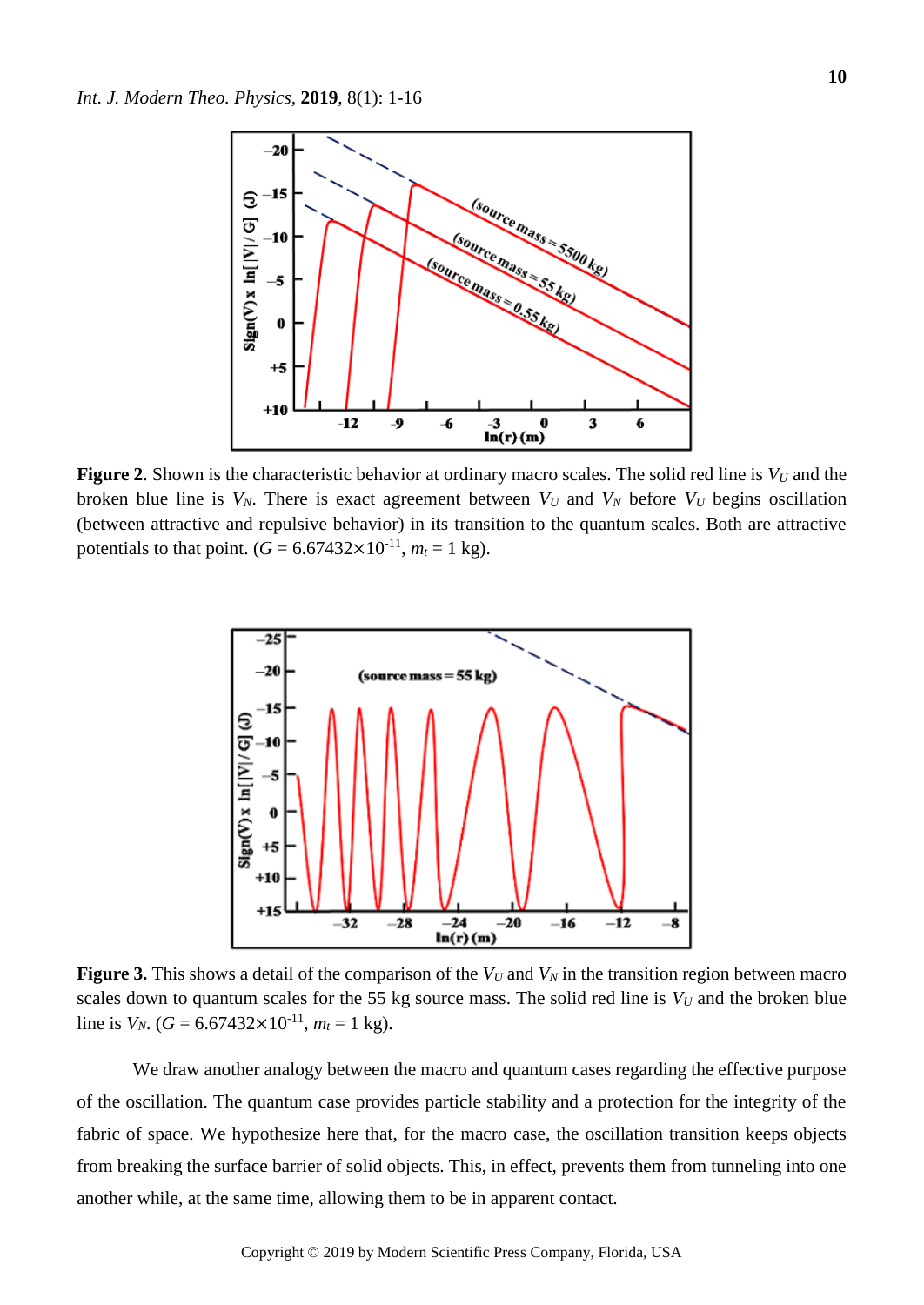**Figure 2**. Shown is the characteristic behavior at ordinary macro scales. The solid red line is $V_U$ and the broken blue line is $V_N$. There is exact agreement between $V_U$ and $V_N$ before $V_U$ begins oscillation (between attractive and repulsive behavior) in its transition to the quantum scales. Both are attractive potentials to that point. ($G = 6.67432\times10^{-11}$, $m_t = 1$ kg).

**Figure 3.** This shows a detail of the comparison of the $V_U$ and $V_N$ in the transition region between macro scales down to quantum scales for the 55 kg source mass. The solid red line is $V_U$ and the broken blue line is $V_N$. ($G = 6.67432\times10^{-11}$, $m_t = 1$ kg).

We draw another analogy between the macro and quantum cases regarding the effective purpose of the oscillation. The quantum case provides particle stability and a protection for the integrity of the fabric of space. We hypothesize here that, for the macro case, the oscillation transition keeps objects from breaking the surface barrier of solid objects. This, in effect, prevents them from tunneling into one another while, at the same time, allowing them to be in apparent contact.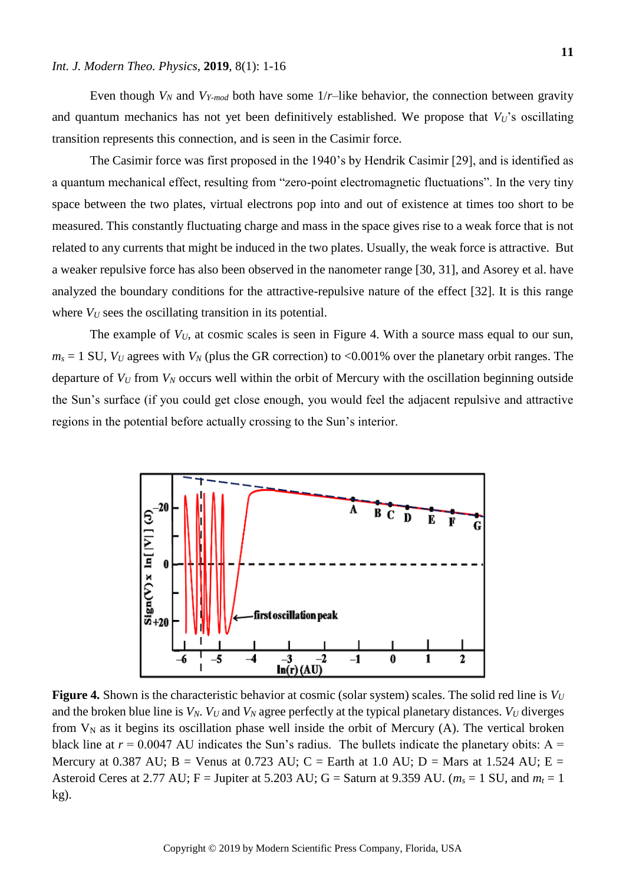Even though $V_N$ and $V_{Y\text{-}mod}$ both have some $1/r$–like behavior, the connection between gravity and quantum mechanics has not yet been definitively established. We propose that $V_U$'s oscillating transition represents this connection, and is seen in the Casimir force.

The Casimir force was first proposed in the 1940's by Hendrik Casimir [29], and is identified as a quantum mechanical effect, resulting from "zero-point electromagnetic fluctuations". In the very tiny space between the two plates, virtual electrons pop into and out of existence at times too short to be measured. This constantly fluctuating charge and mass in the space gives rise to a weak force that is not related to any currents that might be induced in the two plates. Usually, the weak force is attractive. But a weaker repulsive force has also been observed in the nanometer range [30, 31], and Asorey et al. have analyzed the boundary conditions for the attractive-repulsive nature of the effect [32]. It is this range where $V_U$ sees the oscillating transition in its potential.

The example of $V_U$, at cosmic scales is seen in Figure 4. With a source mass equal to our sun, $m_s$ = 1 SU, $V_U$ agrees with $V_N$ (plus the GR correction) to <0.001% over the planetary orbit ranges. The departure of $V_U$ from $V_N$ occurs well within the orbit of Mercury with the oscillation beginning outside the Sun's surface (if you could get close enough, you would feel the adjacent repulsive and attractive regions in the potential before actually crossing to the Sun's interior.

**Figure 4.** Shown is the characteristic behavior at cosmic (solar system) scales. The solid red line is $V_U$ and the broken blue line is $V_N$. $V_U$ and $V_N$ agree perfectly at the typical planetary distances. $V_U$ diverges from $V_N$ as it begins its oscillation phase well inside the orbit of Mercury (A). The vertical broken black line at $r$ = 0.0047 AU indicates the Sun's radius. The bullets indicate the planetary obits: A = Mercury at 0.387 AU; B = Venus at 0.723 AU; C = Earth at 1.0 AU; D = Mars at 1.524 AU; E = Asteroid Ceres at 2.77 AU; F = Jupiter at 5.203 AU; G = Saturn at 9.359 AU. ($m_s$ = 1 SU, and $m_t$ = 1 kg).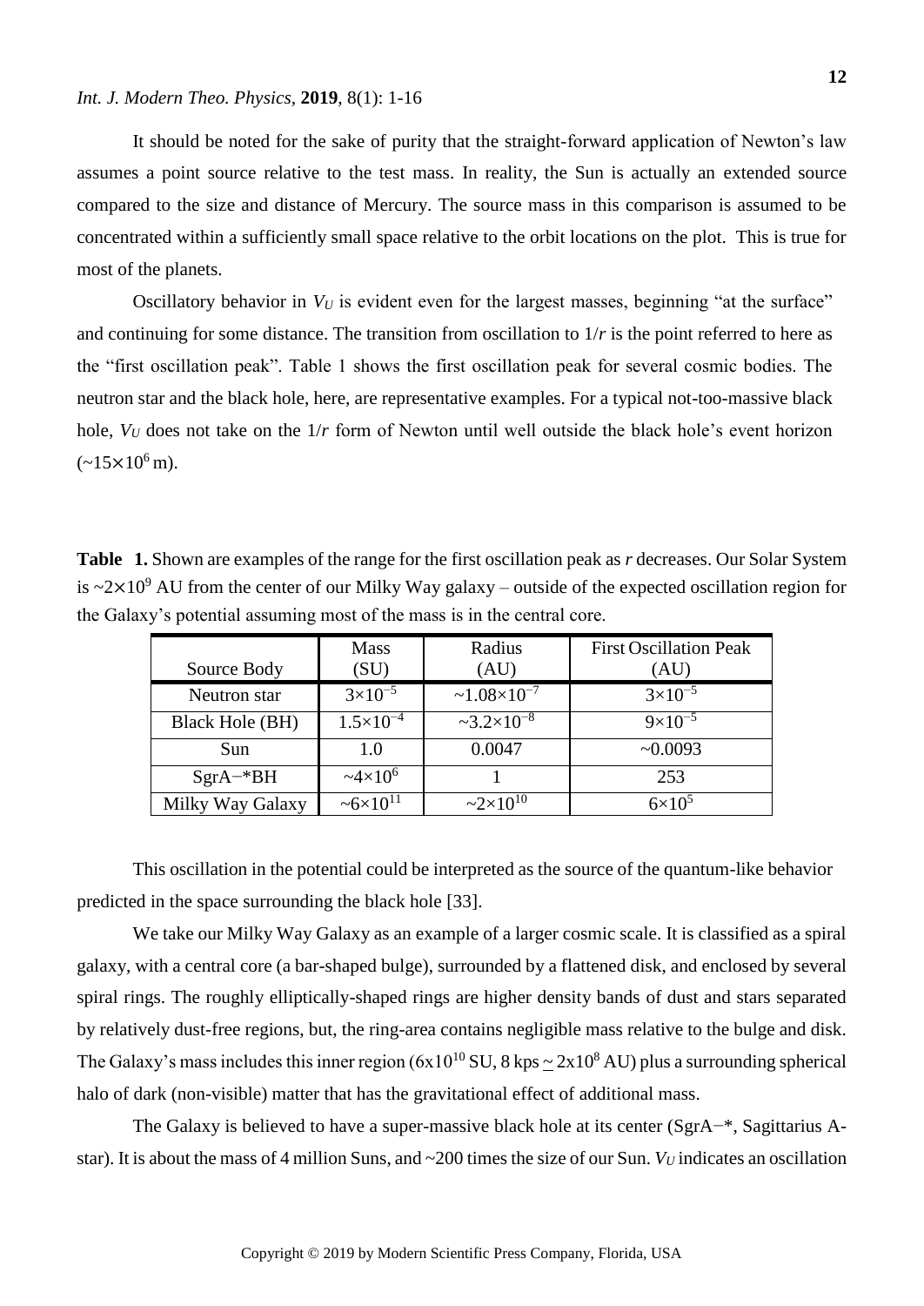It should be noted for the sake of purity that the straight-forward application of Newton's law assumes a point source relative to the test mass. In reality, the Sun is actually an extended source compared to the size and distance of Mercury. The source mass in this comparison is assumed to be concentrated within a sufficiently small space relative to the orbit locations on the plot. This is true for most of the planets.

Oscillatory behavior in $V_U$ is evident even for the largest masses, beginning "at the surface" and continuing for some distance. The transition from oscillation to $1/r$ is the point referred to here as the "first oscillation peak". Table 1 shows the first oscillation peak for several cosmic bodies. The neutron star and the black hole, here, are representative examples. For a typical not-too-massive black hole, $V_U$ does not take on the $1/r$ form of Newton until well outside the black hole's event horizon ($\sim 15\times10^6$ m).

**Table 1.** Shown are examples of the range for the first oscillation peak as *r* decreases. Our Solar System is $\sim 2\times10^9$ AU from the center of our Milky Way galaxy – outside of the expected oscillation region for the Galaxy's potential assuming most of the mass is in the central core.

| Source Body | Mass (SU) | Radius (AU) | First Oscillation Peak (AU) |
|---|---|---|---|
| Neutron star | $3\times10^{-5}$ | $\sim 1.08\times10^{-7}$ | $3\times10^{-5}$ |
| Black Hole (BH) | $1.5\times10^{-4}$ | $\sim 3.2\times10^{-8}$ | $9\times10^{-5}$ |
| Sun | 1.0 | 0.0047 | ~0.0093 |
| SgrA−*BH | $\sim 4\times10^{6}$ | 1 | 253 |
| Milky Way Galaxy | $\sim 6\times10^{11}$ | $\sim 2\times10^{10}$ | $6\times10^{5}$ |

This oscillation in the potential could be interpreted as the source of the quantum-like behavior predicted in the space surrounding the black hole [33].

We take our Milky Way Galaxy as an example of a larger cosmic scale. It is classified as a spiral galaxy, with a central core (a bar-shaped bulge), surrounded by a flattened disk, and enclosed by several spiral rings. The roughly elliptically-shaped rings are higher density bands of dust and stars separated by relatively dust-free regions, but, the ring-area contains negligible mass relative to the bulge and disk. The Galaxy's mass includes this inner region ($6\times10^{10}$ SU, 8 kps $\simeq 2\times10^{8}$ AU) plus a surrounding spherical halo of dark (non-visible) matter that has the gravitational effect of additional mass.

The Galaxy is believed to have a super-massive black hole at its center (SgrA−*, Sagittarius A-star). It is about the mass of 4 million Suns, and ~200 times the size of our Sun. $V_U$ indicates an oscillation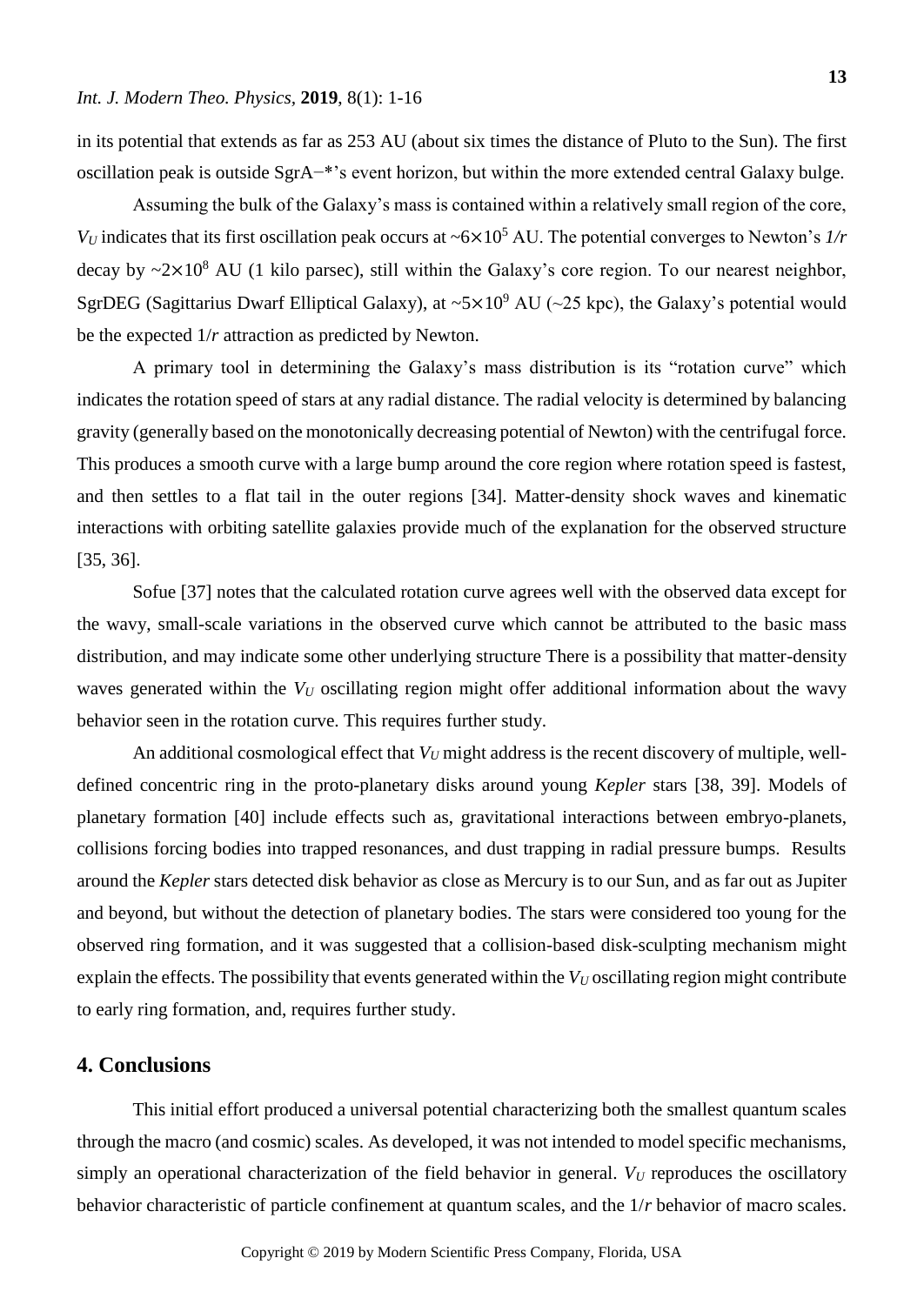in its potential that extends as far as 253 AU (about six times the distance of Pluto to the Sun). The first oscillation peak is outside SgrA−*'s event horizon, but within the more extended central Galaxy bulge.

Assuming the bulk of the Galaxy's mass is contained within a relatively small region of the core, $V_U$ indicates that its first oscillation peak occurs at ~$6\times10^5$ AU. The potential converges to Newton's $1/r$ decay by ~$2\times10^8$ AU (1 kilo parsec), still within the Galaxy's core region. To our nearest neighbor, SgrDEG (Sagittarius Dwarf Elliptical Galaxy), at ~$5\times10^9$ AU (~25 kpc), the Galaxy's potential would be the expected $1/r$ attraction as predicted by Newton.

A primary tool in determining the Galaxy's mass distribution is its "rotation curve" which indicates the rotation speed of stars at any radial distance. The radial velocity is determined by balancing gravity (generally based on the monotonically decreasing potential of Newton) with the centrifugal force. This produces a smooth curve with a large bump around the core region where rotation speed is fastest, and then settles to a flat tail in the outer regions [34]. Matter-density shock waves and kinematic interactions with orbiting satellite galaxies provide much of the explanation for the observed structure [35, 36].

Sofue [37] notes that the calculated rotation curve agrees well with the observed data except for the wavy, small-scale variations in the observed curve which cannot be attributed to the basic mass distribution, and may indicate some other underlying structure There is a possibility that matter-density waves generated within the $V_U$ oscillating region might offer additional information about the wavy behavior seen in the rotation curve. This requires further study.

An additional cosmological effect that $V_U$ might address is the recent discovery of multiple, well-defined concentric ring in the proto-planetary disks around young *Kepler* stars [38, 39]. Models of planetary formation [40] include effects such as, gravitational interactions between embryo-planets, collisions forcing bodies into trapped resonances, and dust trapping in radial pressure bumps. Results around the *Kepler* stars detected disk behavior as close as Mercury is to our Sun, and as far out as Jupiter and beyond, but without the detection of planetary bodies. The stars were considered too young for the observed ring formation, and it was suggested that a collision-based disk-sculpting mechanism might explain the effects. The possibility that events generated within the $V_U$ oscillating region might contribute to early ring formation, and, requires further study.

## 4. Conclusions

This initial effort produced a universal potential characterizing both the smallest quantum scales through the macro (and cosmic) scales. As developed, it was not intended to model specific mechanisms, simply an operational characterization of the field behavior in general. $V_U$ reproduces the oscillatory behavior characteristic of particle confinement at quantum scales, and the $1/r$ behavior of macro scales.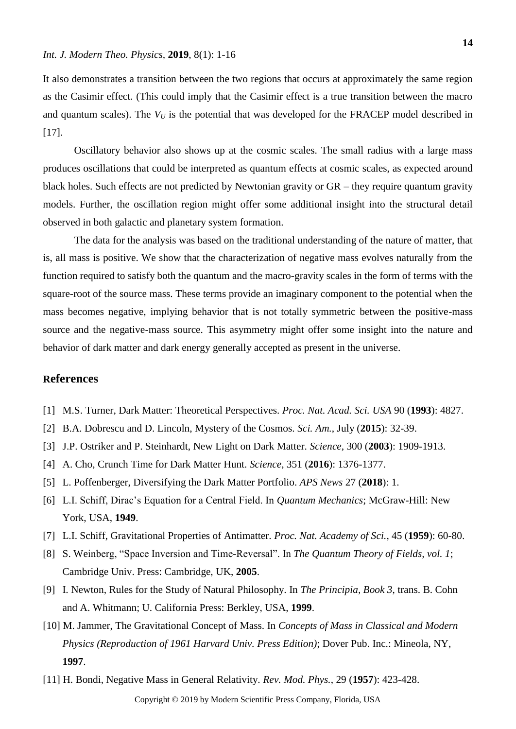It also demonstrates a transition between the two regions that occurs at approximately the same region as the Casimir effect. (This could imply that the Casimir effect is a true transition between the macro and quantum scales). The $V_U$ is the potential that was developed for the FRACEP model described in [17].

Oscillatory behavior also shows up at the cosmic scales. The small radius with a large mass produces oscillations that could be interpreted as quantum effects at cosmic scales, as expected around black holes. Such effects are not predicted by Newtonian gravity or GR – they require quantum gravity models. Further, the oscillation region might offer some additional insight into the structural detail observed in both galactic and planetary system formation.

The data for the analysis was based on the traditional understanding of the nature of matter, that is, all mass is positive. We show that the characterization of negative mass evolves naturally from the function required to satisfy both the quantum and the macro-gravity scales in the form of terms with the square-root of the source mass. These terms provide an imaginary component to the potential when the mass becomes negative, implying behavior that is not totally symmetric between the positive-mass source and the negative-mass source. This asymmetry might offer some insight into the nature and behavior of dark matter and dark energy generally accepted as present in the universe.

## References

[1] M.S. Turner, Dark Matter: Theoretical Perspectives. *Proc. Nat. Acad. Sci. USA* 90 (**1993**): 4827.

[2] B.A. Dobrescu and D. Lincoln, Mystery of the Cosmos. *Sci. Am.*, July (**2015**): 32-39.

[3] J.P. Ostriker and P. Steinhardt, New Light on Dark Matter. *Science*, 300 (**2003**): 1909-1913.

[4] A. Cho, Crunch Time for Dark Matter Hunt. *Science*, 351 (**2016**): 1376-1377.

[5] L. Poffenberger, Diversifying the Dark Matter Portfolio. *APS News* 27 (**2018**): 1.

[6] L.I. Schiff, Dirac's Equation for a Central Field. In *Quantum Mechanics*; McGraw-Hill: New York, USA, **1949**.

[7] L.I. Schiff, Gravitational Properties of Antimatter. *Proc. Nat. Academy of Sci.*, 45 (**1959**): 60-80.

[8] S. Weinberg, "Space Inversion and Time-Reversal". In *The Quantum Theory of Fields, vol. 1*; Cambridge Univ. Press: Cambridge, UK, **2005**.

[9] I. Newton, Rules for the Study of Natural Philosophy. In *The Principia, Book 3*, trans. B. Cohn and A. Whitmann; U. California Press: Berkley, USA, **1999**.

[10] M. Jammer, The Gravitational Concept of Mass. In *Concepts of Mass in Classical and Modern Physics (Reproduction of 1961 Harvard Univ. Press Edition)*; Dover Pub. Inc.: Mineola, NY, **1997**.

[11] H. Bondi, Negative Mass in General Relativity. *Rev. Mod. Phys.*, 29 (**1957**): 423-428.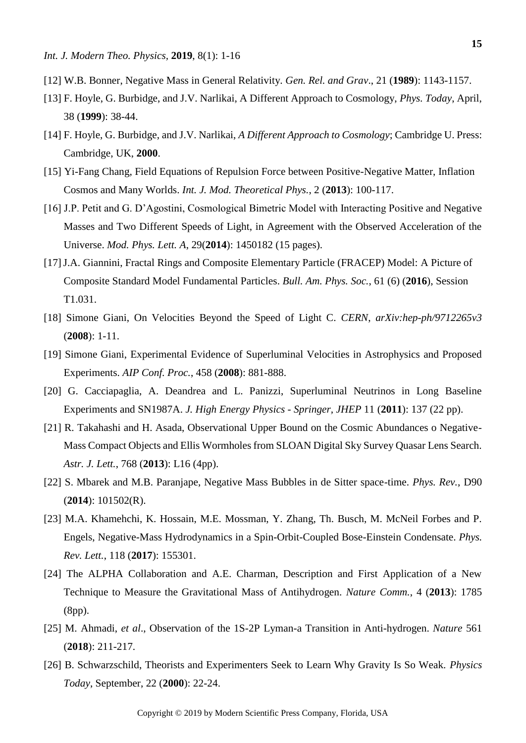[12] W.B. Bonner, Negative Mass in General Relativity. *Gen. Rel. and Grav*., 21 (**1989**): 1143-1157.

[13] F. Hoyle, G. Burbidge, and J.V. Narlikai, A Different Approach to Cosmology, *Phys. Today*, April, 38 (**1999**): 38-44.

[14] F. Hoyle, G. Burbidge, and J.V. Narlikai, *A Different Approach to Cosmology*; Cambridge U. Press: Cambridge, UK, **2000**.

[15] Yi-Fang Chang, Field Equations of Repulsion Force between Positive-Negative Matter, Inflation Cosmos and Many Worlds. *Int. J. Mod. Theoretical Phys.*, 2 (**2013**): 100-117.

[16] J.P. Petit and G. D'Agostini, Cosmological Bimetric Model with Interacting Positive and Negative Masses and Two Different Speeds of Light, in Agreement with the Observed Acceleration of the Universe. *Mod. Phys. Lett. A*, 29(**2014**): 1450182 (15 pages).

[17] J.A. Giannini, Fractal Rings and Composite Elementary Particle (FRACEP) Model: A Picture of Composite Standard Model Fundamental Particles. *Bull. Am. Phys. Soc.*, 61 (6) (**2016**), Session T1.031.

[18] Simone Giani, On Velocities Beyond the Speed of Light C. *CERN*, *arXiv:hep-ph/9712265v3* (**2008**): 1-11.

[19] Simone Giani, Experimental Evidence of Superluminal Velocities in Astrophysics and Proposed Experiments. *AIP Conf. Proc.*, 458 (**2008**): 881-888.

[20] G. Cacciapaglia, A. Deandrea and L. Panizzi, Superluminal Neutrinos in Long Baseline Experiments and SN1987A. *J. High Energy Physics - Springer, JHEP* 11 (**2011**): 137 (22 pp).

[21] R. Takahashi and H. Asada, Observational Upper Bound on the Cosmic Abundances o Negative-Mass Compact Objects and Ellis Wormholes from SLOAN Digital Sky Survey Quasar Lens Search. *Astr. J. Lett.*, 768 (**2013**): L16 (4pp).

[22] S. Mbarek and M.B. Paranjape, Negative Mass Bubbles in de Sitter space-time. *Phys. Rev.*, D90 (**2014**): 101502(R).

[23] M.A. Khamehchi, K. Hossain, M.E. Mossman, Y. Zhang, Th. Busch, M. McNeil Forbes and P. Engels, Negative-Mass Hydrodynamics in a Spin-Orbit-Coupled Bose-Einstein Condensate. *Phys. Rev. Lett.*, 118 (**2017**): 155301.

[24] The ALPHA Collaboration and A.E. Charman, Description and First Application of a New Technique to Measure the Gravitational Mass of Antihydrogen. *Nature Comm.*, 4 (**2013**): 1785 (8pp).

[25] M. Ahmadi, *et al*., Observation of the 1S-2P Lyman-a Transition in Anti-hydrogen. *Nature* 561 (**2018**): 211-217.

[26] B. Schwarzschild, Theorists and Experimenters Seek to Learn Why Gravity Is So Weak. *Physics Today*, September, 22 (**2000**): 22-24.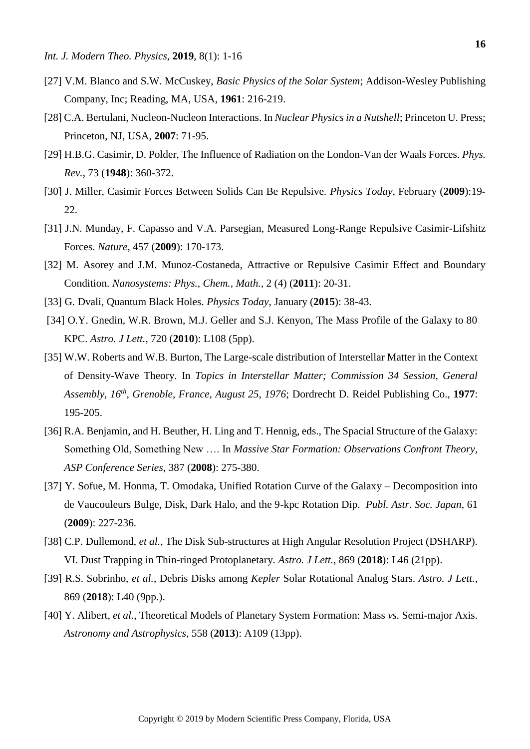[27] V.M. Blanco and S.W. McCuskey, *Basic Physics of the Solar System*; Addison-Wesley Publishing Company, Inc; Reading, MA, USA, **1961**: 216-219.

[28] C.A. Bertulani, Nucleon-Nucleon Interactions. In *Nuclear Physics in a Nutshell*; Princeton U. Press; Princeton, NJ, USA, **2007**: 71-95.

[29] H.B.G. Casimir, D. Polder, The Influence of Radiation on the London-Van der Waals Forces. *Phys. Rev.*, 73 (**1948**): 360-372.

[30] J. Miller, Casimir Forces Between Solids Can Be Repulsive. *Physics Today*, February (**2009**):19-22.

[31] J.N. Munday, F. Capasso and V.A. Parsegian, Measured Long-Range Repulsive Casimir-Lifshitz Forces. *Nature*, 457 (**2009**): 170-173.

[32] M. Asorey and J.M. Munoz-Costaneda, Attractive or Repulsive Casimir Effect and Boundary Condition. *Nanosystems: Phys., Chem., Math.*, 2 (4) (**2011**): 20-31.

[33] G. Dvali, Quantum Black Holes. *Physics Today*, January (**2015**): 38-43.

[34] O.Y. Gnedin, W.R. Brown, M.J. Geller and S.J. Kenyon, The Mass Profile of the Galaxy to 80 KPC. *Astro. J Lett.*, 720 (**2010**): L108 (5pp).

[35] W.W. Roberts and W.B. Burton, The Large-scale distribution of Interstellar Matter in the Context of Density-Wave Theory. In *Topics in Interstellar Matter; Commission 34 Session, General Assembly, 16th, Grenoble, France, August 25, 1976*; Dordrecht D. Reidel Publishing Co., **1977**: 195-205.

[36] R.A. Benjamin, and H. Beuther, H. Ling and T. Hennig, eds., The Spacial Structure of the Galaxy: Something Old, Something New …. In *Massive Star Formation: Observations Confront Theory, ASP Conference Series*, 387 (**2008**): 275-380.

[37] Y. Sofue, M. Honma, T. Omodaka, Unified Rotation Curve of the Galaxy – Decomposition into de Vaucouleurs Bulge, Disk, Dark Halo, and the 9-kpc Rotation Dip. *Publ. Astr. Soc. Japan*, 61 (**2009**): 227-236.

[38] C.P. Dullemond, *et al.*, The Disk Sub-structures at High Angular Resolution Project (DSHARP). VI. Dust Trapping in Thin-ringed Protoplanetary. *Astro. J Lett.*, 869 (**2018**): L46 (21pp).

[39] R.S. Sobrinho, *et al.*, Debris Disks among *Kepler* Solar Rotational Analog Stars. *Astro. J Lett.*, 869 (**2018**): L40 (9pp.).

[40] Y. Alibert, *et al.*, Theoretical Models of Planetary System Formation: Mass *vs.* Semi-major Axis. *Astronomy and Astrophysics*, 558 (**2013**): A109 (13pp).